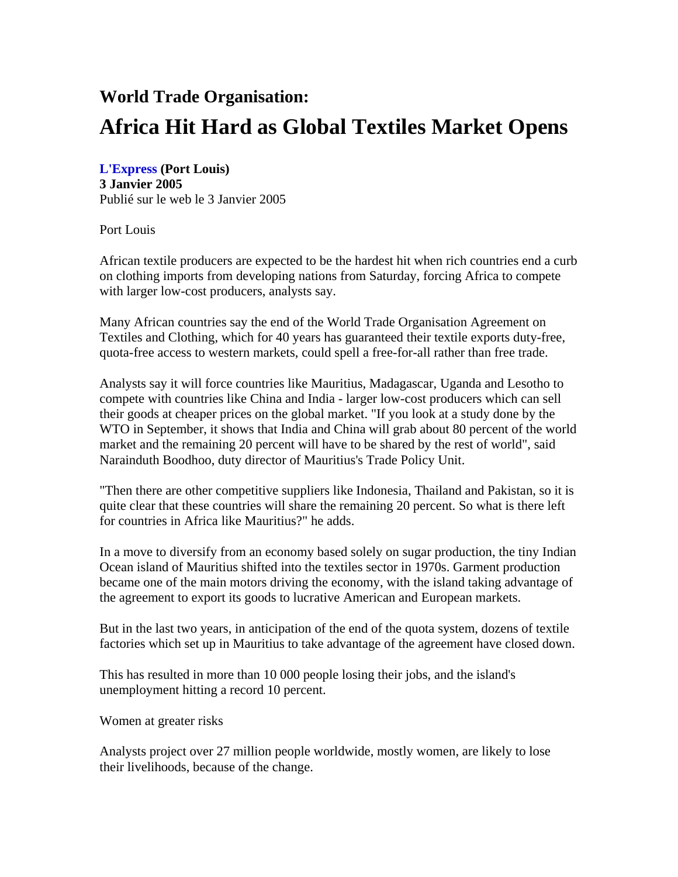## World Trade Organisation:

# Africa Hit Hard as Global Textiles Market Opens

**L'Express (Port Louis)**
**3 Janvier 2005**
Publié sur le web le 3 Janvier 2005

Port Louis

African textile producers are expected to be the hardest hit when rich countries end a curb on clothing imports from developing nations from Saturday, forcing Africa to compete with larger low-cost producers, analysts say.

Many African countries say the end of the World Trade Organisation Agreement on Textiles and Clothing, which for 40 years has guaranteed their textile exports duty-free, quota-free access to western markets, could spell a free-for-all rather than free trade.

Analysts say it will force countries like Mauritius, Madagascar, Uganda and Lesotho to compete with countries like China and India - larger low-cost producers which can sell their goods at cheaper prices on the global market. "If you look at a study done by the WTO in September, it shows that India and China will grab about 80 percent of the world market and the remaining 20 percent will have to be shared by the rest of world", said Narainduth Boodhoo, duty director of Mauritius's Trade Policy Unit.

"Then there are other competitive suppliers like Indonesia, Thailand and Pakistan, so it is quite clear that these countries will share the remaining 20 percent. So what is there left for countries in Africa like Mauritius?" he adds.

In a move to diversify from an economy based solely on sugar production, the tiny Indian Ocean island of Mauritius shifted into the textiles sector in 1970s. Garment production became one of the main motors driving the economy, with the island taking advantage of the agreement to export its goods to lucrative American and European markets.

But in the last two years, in anticipation of the end of the quota system, dozens of textile factories which set up in Mauritius to take advantage of the agreement have closed down.

This has resulted in more than 10 000 people losing their jobs, and the island's unemployment hitting a record 10 percent.

Women at greater risks

Analysts project over 27 million people worldwide, mostly women, are likely to lose their livelihoods, because of the change.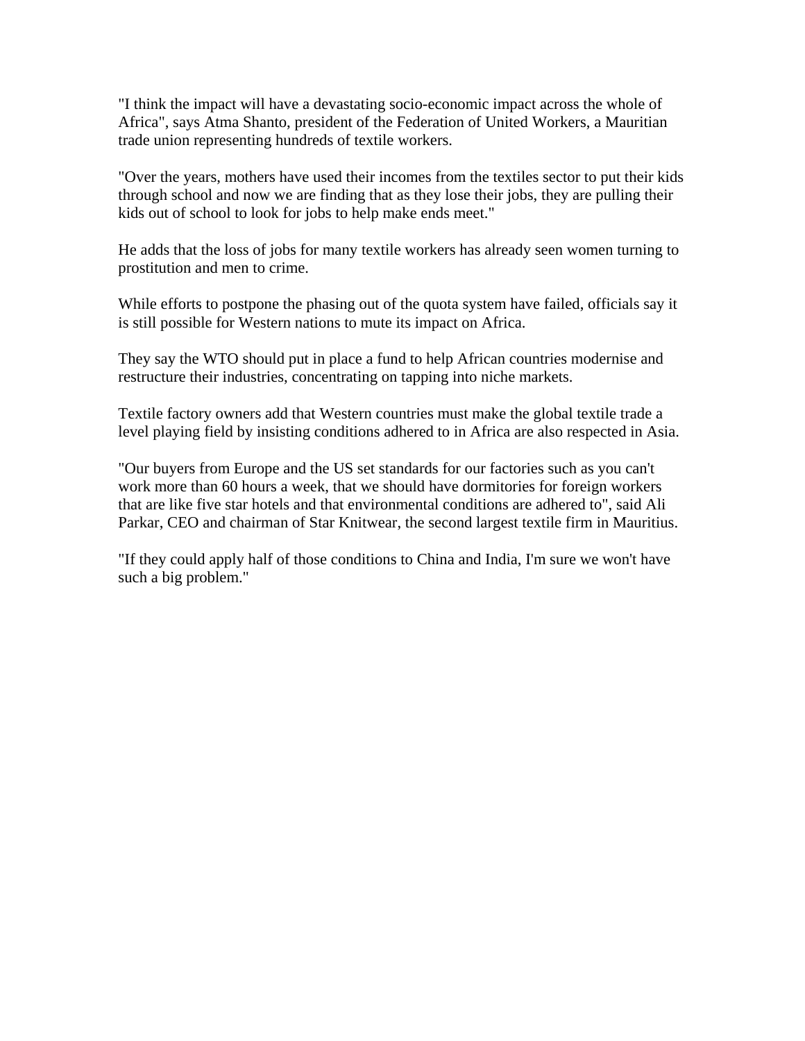"I think the impact will have a devastating socio-economic impact across the whole of Africa", says Atma Shanto, president of the Federation of United Workers, a Mauritian trade union representing hundreds of textile workers.

"Over the years, mothers have used their incomes from the textiles sector to put their kids through school and now we are finding that as they lose their jobs, they are pulling their kids out of school to look for jobs to help make ends meet."

He adds that the loss of jobs for many textile workers has already seen women turning to prostitution and men to crime.

While efforts to postpone the phasing out of the quota system have failed, officials say it is still possible for Western nations to mute its impact on Africa.

They say the WTO should put in place a fund to help African countries modernise and restructure their industries, concentrating on tapping into niche markets.

Textile factory owners add that Western countries must make the global textile trade a level playing field by insisting conditions adhered to in Africa are also respected in Asia.

"Our buyers from Europe and the US set standards for our factories such as you can't work more than 60 hours a week, that we should have dormitories for foreign workers that are like five star hotels and that environmental conditions are adhered to", said Ali Parkar, CEO and chairman of Star Knitwear, the second largest textile firm in Mauritius.

"If they could apply half of those conditions to China and India, I'm sure we won't have such a big problem."